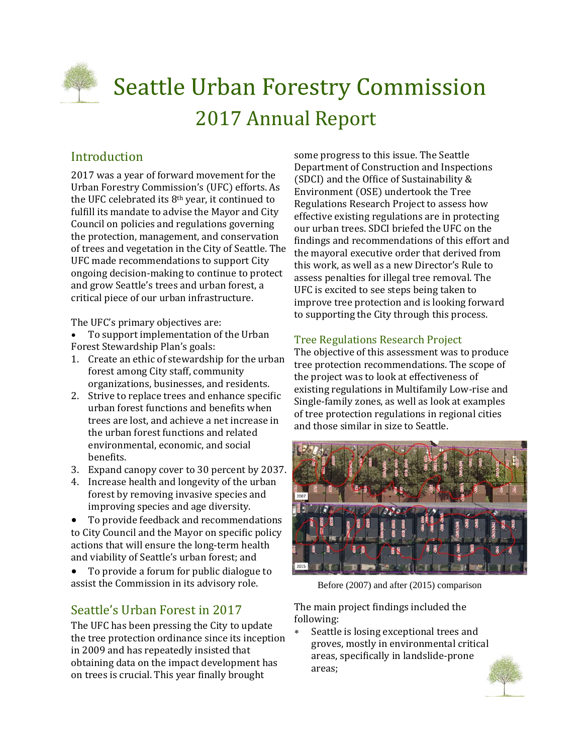# Seattle Urban Forestry Commission

## 2017 Annual Report

### Introduction

2017 was a year of forward movement for the Urban Forestry Commission's (UFC) efforts. As the UFC celebrated its 8th year, it continued to fulfill its mandate to advise the Mayor and City Council on policies and regulations governing the protection, management, and conservation of trees and vegetation in the City of Seattle. The UFC made recommendations to support City ongoing decision-making to continue to protect and grow Seattle's trees and urban forest, a critical piece of our urban infrastructure.

The UFC's primary objectives are:

- To support implementation of the Urban Forest Stewardship Plan's goals:
  1. Create an ethic of stewardship for the urban forest among City staff, community organizations, businesses, and residents.
  2. Strive to replace trees and enhance specific urban forest functions and benefits when trees are lost, and achieve a net increase in the urban forest functions and related environmental, economic, and social benefits.
  3. Expand canopy cover to 30 percent by 2037.
  4. Increase health and longevity of the urban forest by removing invasive species and improving species and age diversity.
- To provide feedback and recommendations to City Council and the Mayor on specific policy actions that will ensure the long-term health and viability of Seattle's urban forest; and
- To provide a forum for public dialogue to assist the Commission in its advisory role.

### Seattle's Urban Forest in 2017

The UFC has been pressing the City to update the tree protection ordinance since its inception in 2009 and has repeatedly insisted that obtaining data on the impact development has on trees is crucial. This year finally brought some progress to this issue. The Seattle Department of Construction and Inspections (SDCI) and the Office of Sustainability & Environment (OSE) undertook the Tree Regulations Research Project to assess how effective existing regulations are in protecting our urban trees. SDCI briefed the UFC on the findings and recommendations of this effort and the mayoral executive order that derived from this work, as well as a new Director's Rule to assess penalties for illegal tree removal. The UFC is excited to see steps being taken to improve tree protection and is looking forward to supporting the City through this process.

### Tree Regulations Research Project

The objective of this assessment was to produce tree protection recommendations. The scope of the project was to look at effectiveness of existing regulations in Multifamily Low-rise and Single-family zones, as well as look at examples of tree protection regulations in regional cities and those similar in size to Seattle.

Before (2007) and after (2015) comparison

The main project findings included the following:

* Seattle is losing exceptional trees and groves, mostly in environmental critical areas, specifically in landslide-prone areas;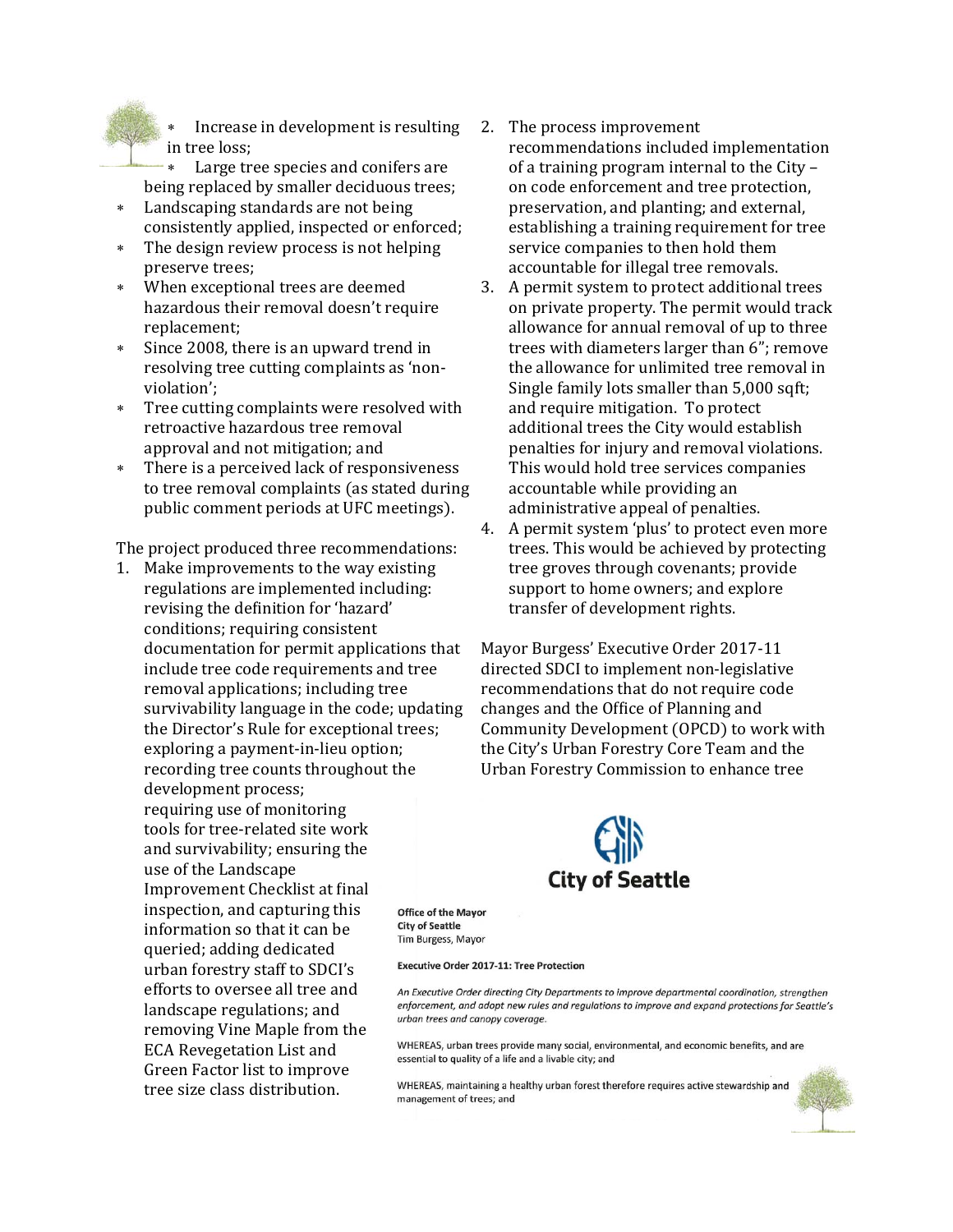- Increase in development is resulting in tree loss;
- Large tree species and conifers are being replaced by smaller deciduous trees;
- Landscaping standards are not being consistently applied, inspected or enforced;
- The design review process is not helping preserve trees;
- When exceptional trees are deemed hazardous their removal doesn't require replacement;
- Since 2008, there is an upward trend in resolving tree cutting complaints as 'non-violation';
- Tree cutting complaints were resolved with retroactive hazardous tree removal approval and not mitigation; and
- There is a perceived lack of responsiveness to tree removal complaints (as stated during public comment periods at UFC meetings).

The project produced three recommendations:

1. Make improvements to the way existing regulations are implemented including: revising the definition for 'hazard' conditions; requiring consistent documentation for permit applications that include tree code requirements and tree removal applications; including tree survivability language in the code; updating the Director's Rule for exceptional trees; exploring a payment-in-lieu option; recording tree counts throughout the development process; requiring use of monitoring tools for tree-related site work and survivability; ensuring the use of the Landscape Improvement Checklist at final inspection, and capturing this information so that it can be queried; adding dedicated urban forestry staff to SDCI's efforts to oversee all tree and landscape regulations; and removing Vine Maple from the ECA Revegetation List and Green Factor list to improve tree size class distribution.
2. The process improvement recommendations included implementation of a training program internal to the City – on code enforcement and tree protection, preservation, and planting; and external, establishing a training requirement for tree service companies to then hold them accountable for illegal tree removals.
3. A permit system to protect additional trees on private property. The permit would track allowance for annual removal of up to three trees with diameters larger than 6"; remove the allowance for unlimited tree removal in Single family lots smaller than 5,000 sqft; and require mitigation. To protect additional trees the City would establish penalties for injury and removal violations. This would hold tree services companies accountable while providing an administrative appeal of penalties.
4. A permit system 'plus' to protect even more trees. This would be achieved by protecting tree groves through covenants; provide support to home owners; and explore transfer of development rights.

Mayor Burgess' Executive Order 2017-11 directed SDCI to implement non-legislative recommendations that do not require code changes and the Office of Planning and Community Development (OPCD) to work with the City's Urban Forestry Core Team and the Urban Forestry Commission to enhance tree

City of Seattle

**Office of the Mayor**
**City of Seattle**
Tim Burgess, Mayor

**Executive Order 2017-11: Tree Protection**

*An Executive Order directing City Departments to improve departmental coordination, strengthen enforcement, and adopt new rules and regulations to improve and expand protections for Seattle's urban trees and canopy coverage.*

WHEREAS, urban trees provide many social, environmental, and economic benefits, and are essential to quality of a life and a livable city; and

WHEREAS, maintaining a healthy urban forest therefore requires active stewardship and management of trees; and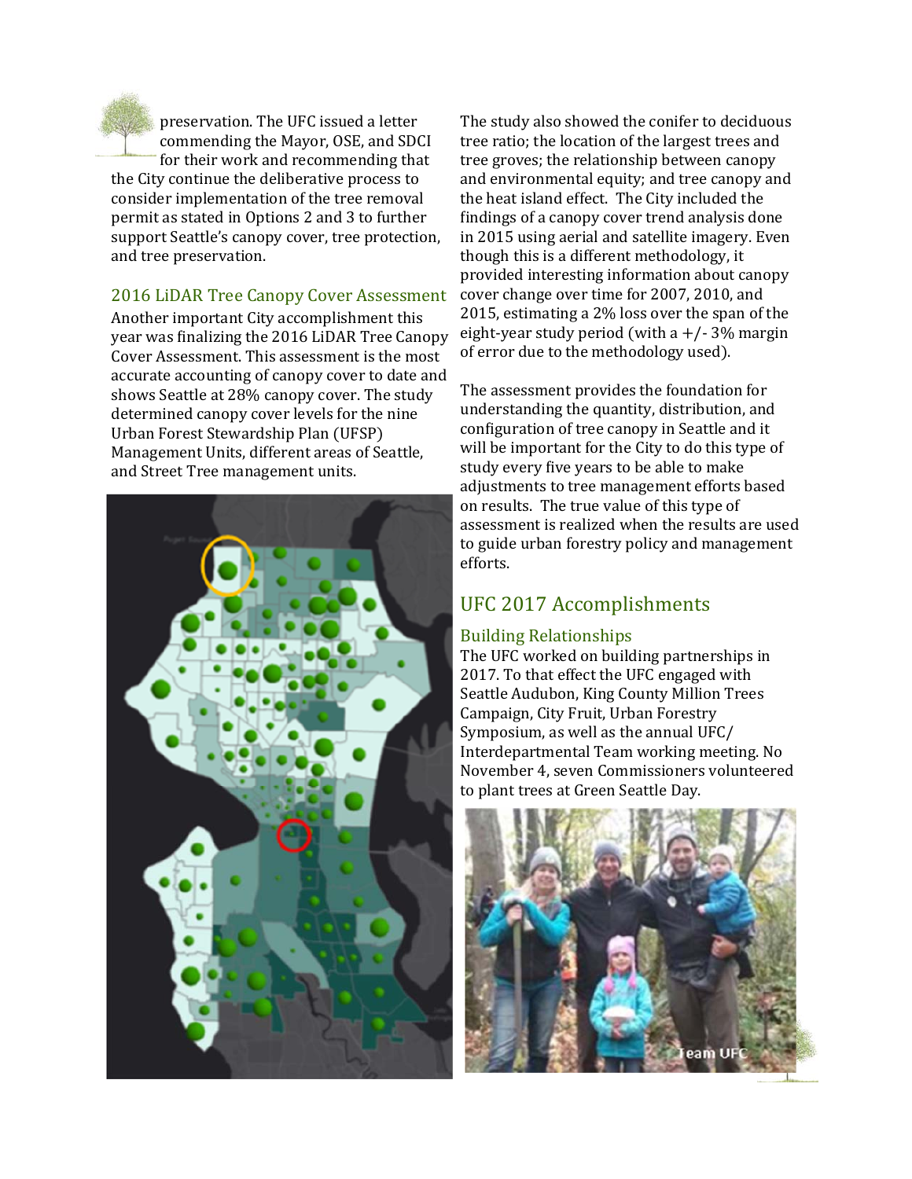preservation. The UFC issued a letter commending the Mayor, OSE, and SDCI for their work and recommending that the City continue the deliberative process to consider implementation of the tree removal permit as stated in Options 2 and 3 to further support Seattle's canopy cover, tree protection, and tree preservation.

### 2016 LiDAR Tree Canopy Cover Assessment

Another important City accomplishment this year was finalizing the 2016 LiDAR Tree Canopy Cover Assessment. This assessment is the most accurate accounting of canopy cover to date and shows Seattle at 28% canopy cover. The study determined canopy cover levels for the nine Urban Forest Stewardship Plan (UFSP) Management Units, different areas of Seattle, and Street Tree management units.

The study also showed the conifer to deciduous tree ratio; the location of the largest trees and tree groves; the relationship between canopy and environmental equity; and tree canopy and the heat island effect. The City included the findings of a canopy cover trend analysis done in 2015 using aerial and satellite imagery. Even though this is a different methodology, it provided interesting information about canopy cover change over time for 2007, 2010, and 2015, estimating a 2% loss over the span of the eight-year study period (with a +/- 3% margin of error due to the methodology used).

The assessment provides the foundation for understanding the quantity, distribution, and configuration of tree canopy in Seattle and it will be important for the City to do this type of study every five years to be able to make adjustments to tree management efforts based on results. The true value of this type of assessment is realized when the results are used to guide urban forestry policy and management efforts.

## UFC 2017 Accomplishments

### Building Relationships

The UFC worked on building partnerships in 2017. To that effect the UFC engaged with Seattle Audubon, King County Million Trees Campaign, City Fruit, Urban Forestry Symposium, as well as the annual UFC/ Interdepartmental Team working meeting. No November 4, seven Commissioners volunteered to plant trees at Green Seattle Day.

Team UFC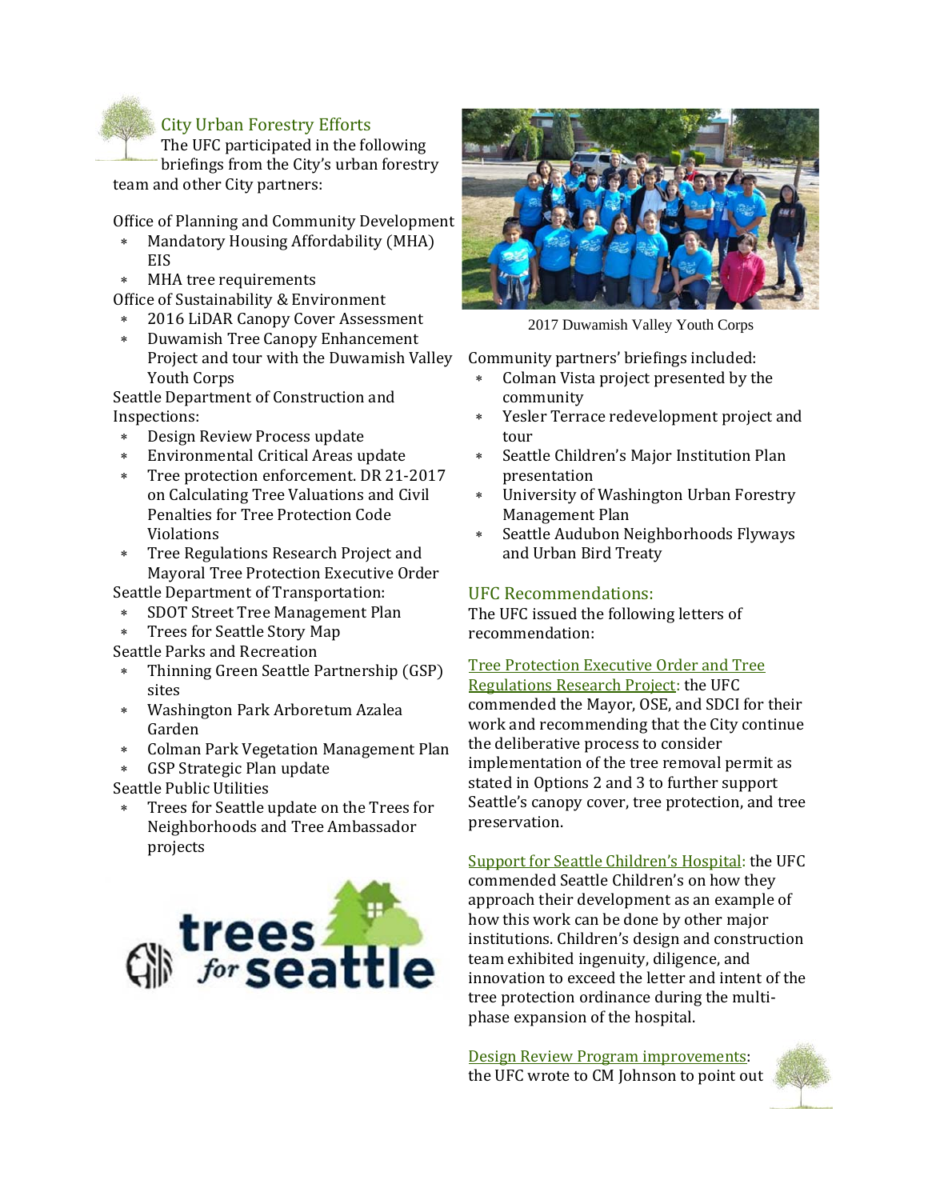## City Urban Forestry Efforts

The UFC participated in the following briefings from the City's urban forestry team and other City partners:

Office of Planning and Community Development

- Mandatory Housing Affordability (MHA) EIS
- MHA tree requirements

Office of Sustainability & Environment

- 2016 LiDAR Canopy Cover Assessment
- Duwamish Tree Canopy Enhancement Project and tour with the Duwamish Valley Youth Corps

Seattle Department of Construction and Inspections:

- Design Review Process update
- Environmental Critical Areas update
- Tree protection enforcement. DR 21-2017 on Calculating Tree Valuations and Civil Penalties for Tree Protection Code Violations
- Tree Regulations Research Project and Mayoral Tree Protection Executive Order

Seattle Department of Transportation:

- SDOT Street Tree Management Plan
- Trees for Seattle Story Map

Seattle Parks and Recreation

- Thinning Green Seattle Partnership (GSP) sites
- Washington Park Arboretum Azalea Garden
- Colman Park Vegetation Management Plan
- GSP Strategic Plan update

Seattle Public Utilities

- Trees for Seattle update on the Trees for Neighborhoods and Tree Ambassador projects

2017 Duwamish Valley Youth Corps

Community partners' briefings included:

- Colman Vista project presented by the community
- Yesler Terrace redevelopment project and tour
- Seattle Children's Major Institution Plan presentation
- University of Washington Urban Forestry Management Plan
- Seattle Audubon Neighborhoods Flyways and Urban Bird Treaty

## UFC Recommendations:

The UFC issued the following letters of recommendation:

Tree Protection Executive Order and Tree Regulations Research Project: the UFC commended the Mayor, OSE, and SDCI for their work and recommending that the City continue the deliberative process to consider implementation of the tree removal permit as stated in Options 2 and 3 to further support Seattle's canopy cover, tree protection, and tree preservation.

Support for Seattle Children's Hospital: the UFC commended Seattle Children's on how they approach their development as an example of how this work can be done by other major institutions. Children's design and construction team exhibited ingenuity, diligence, and innovation to exceed the letter and intent of the tree protection ordinance during the multi-phase expansion of the hospital.

Design Review Program improvements: the UFC wrote to CM Johnson to point out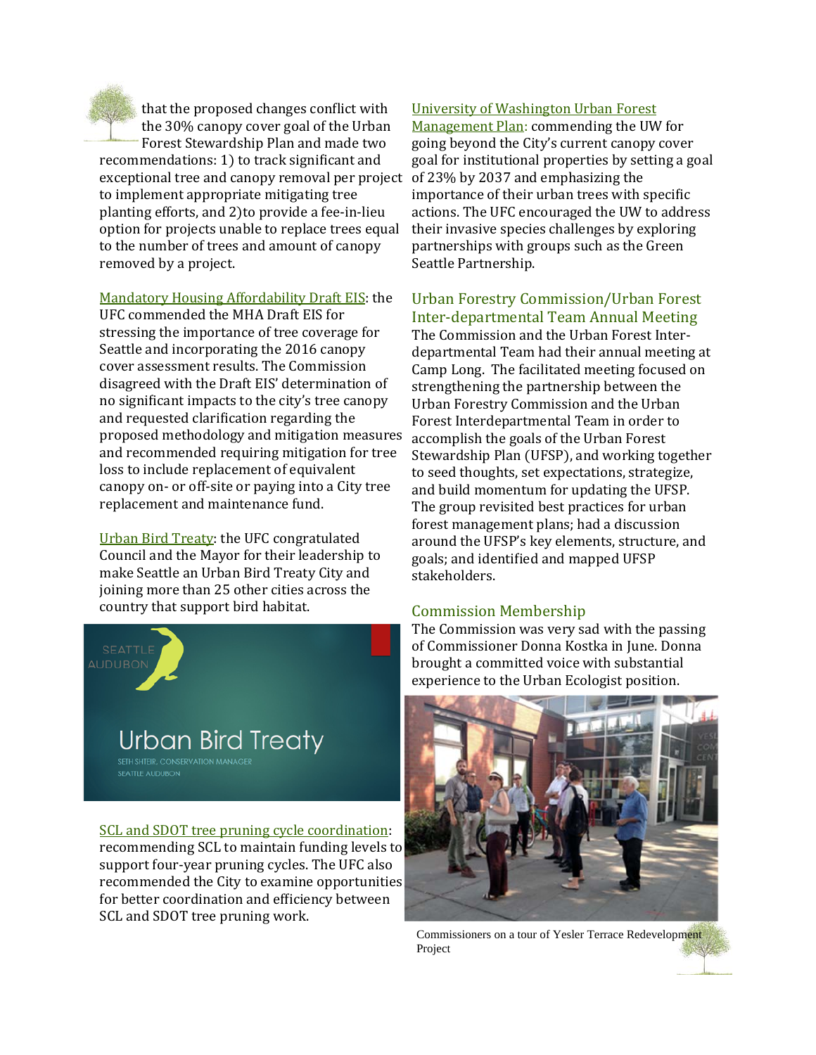that the proposed changes conflict with the 30% canopy cover goal of the Urban Forest Stewardship Plan and made two recommendations: 1) to track significant and exceptional tree and canopy removal per project to implement appropriate mitigating tree planting efforts, and 2)to provide a fee-in-lieu option for projects unable to replace trees equal to the number of trees and amount of canopy removed by a project.

Mandatory Housing Affordability Draft EIS: the UFC commended the MHA Draft EIS for stressing the importance of tree coverage for Seattle and incorporating the 2016 canopy cover assessment results. The Commission disagreed with the Draft EIS' determination of no significant impacts to the city's tree canopy and requested clarification regarding the proposed methodology and mitigation measures and recommended requiring mitigation for tree loss to include replacement of equivalent canopy on- or off-site or paying into a City tree replacement and maintenance fund.

Urban Bird Treaty: the UFC congratulated Council and the Mayor for their leadership to make Seattle an Urban Bird Treaty City and joining more than 25 other cities across the country that support bird habitat.

SCL and SDOT tree pruning cycle coordination: recommending SCL to maintain funding levels to support four-year pruning cycles. The UFC also recommended the City to examine opportunities for better coordination and efficiency between SCL and SDOT tree pruning work.

University of Washington Urban Forest Management Plan: commending the UW for going beyond the City's current canopy cover goal for institutional properties by setting a goal of 23% by 2037 and emphasizing the importance of their urban trees with specific actions. The UFC encouraged the UW to address their invasive species challenges by exploring partnerships with groups such as the Green Seattle Partnership.

## Urban Forestry Commission/Urban Forest Inter-departmental Team Annual Meeting

The Commission and the Urban Forest Inter-departmental Team had their annual meeting at Camp Long. The facilitated meeting focused on strengthening the partnership between the Urban Forestry Commission and the Urban Forest Interdepartmental Team in order to accomplish the goals of the Urban Forest Stewardship Plan (UFSP), and working together to seed thoughts, set expectations, strategize, and build momentum for updating the UFSP. The group revisited best practices for urban forest management plans; had a discussion around the UFSP's key elements, structure, and goals; and identified and mapped UFSP stakeholders.

## Commission Membership

The Commission was very sad with the passing of Commissioner Donna Kostka in June. Donna brought a committed voice with substantial experience to the Urban Ecologist position.

Commissioners on a tour of Yesler Terrace Redevelopment Project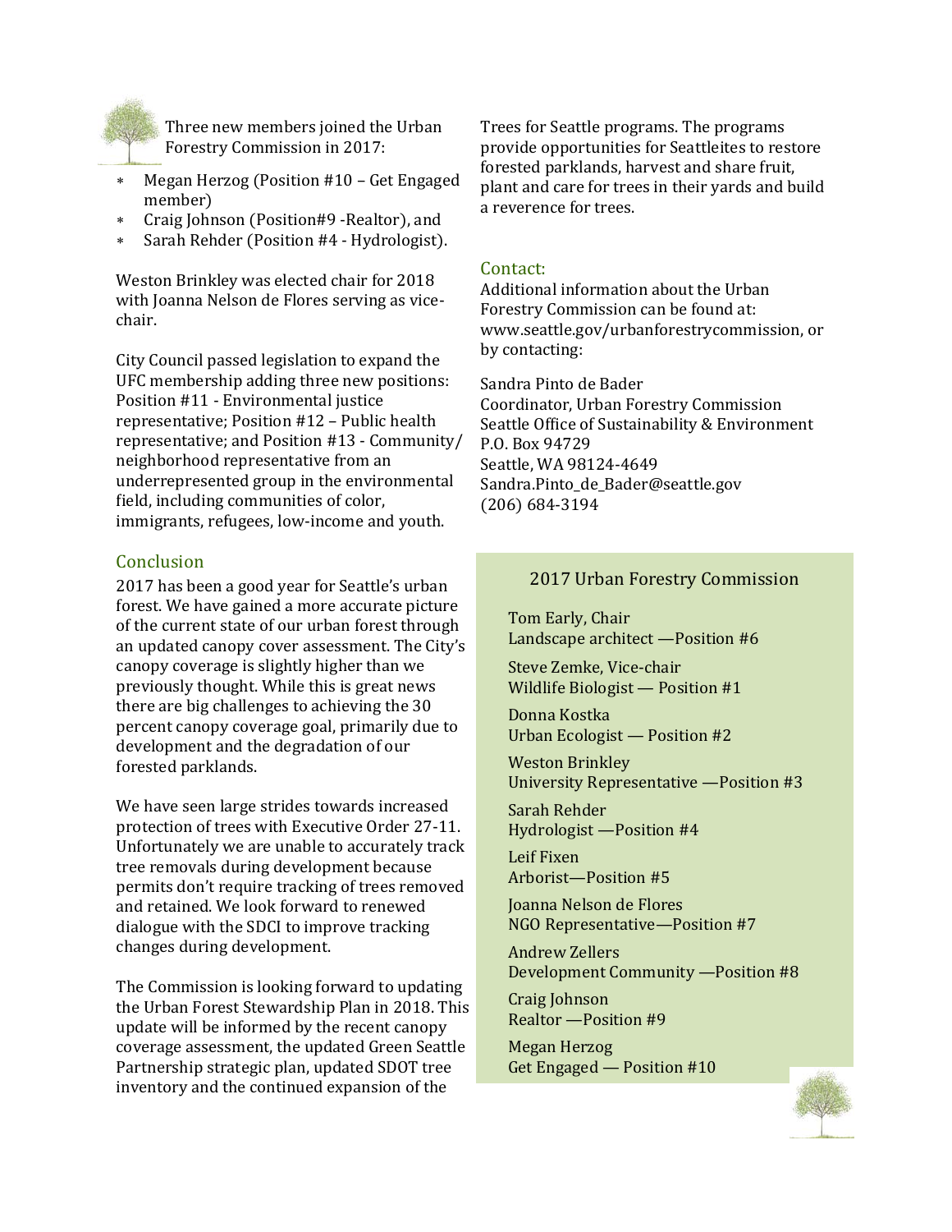Three new members joined the Urban Forestry Commission in 2017:

* Megan Herzog (Position #10 – Get Engaged member)
* Craig Johnson (Position#9 -Realtor), and
* Sarah Rehder (Position #4 - Hydrologist).

Weston Brinkley was elected chair for 2018 with Joanna Nelson de Flores serving as vice-chair.

City Council passed legislation to expand the UFC membership adding three new positions: Position #11 - Environmental justice representative; Position #12 – Public health representative; and Position #13 - Community/ neighborhood representative from an underrepresented group in the environmental field, including communities of color, immigrants, refugees, low-income and youth.

## Conclusion

2017 has been a good year for Seattle's urban forest. We have gained a more accurate picture of the current state of our urban forest through an updated canopy cover assessment. The City's canopy coverage is slightly higher than we previously thought. While this is great news there are big challenges to achieving the 30 percent canopy coverage goal, primarily due to development and the degradation of our forested parklands.

We have seen large strides towards increased protection of trees with Executive Order 27-11. Unfortunately we are unable to accurately track tree removals during development because permits don't require tracking of trees removed and retained. We look forward to renewed dialogue with the SDCI to improve tracking changes during development.

The Commission is looking forward to updating the Urban Forest Stewardship Plan in 2018. This update will be informed by the recent canopy coverage assessment, the updated Green Seattle Partnership strategic plan, updated SDOT tree inventory and the continued expansion of the Trees for Seattle programs. The programs provide opportunities for Seattleites to restore forested parklands, harvest and share fruit, plant and care for trees in their yards and build a reverence for trees.

## Contact:

Additional information about the Urban Forestry Commission can be found at: www.seattle.gov/urbanforestrycommission, or by contacting:

Sandra Pinto de Bader
Coordinator, Urban Forestry Commission
Seattle Office of Sustainability & Environment
P.O. Box 94729
Seattle, WA 98124-4649
Sandra.Pinto_de_Bader@seattle.gov
(206) 684-3194

### 2017 Urban Forestry Commission

Tom Early, Chair
Landscape architect —Position #6

Steve Zemke, Vice-chair
Wildlife Biologist — Position #1

Donna Kostka
Urban Ecologist — Position #2

Weston Brinkley
University Representative —Position #3

Sarah Rehder
Hydrologist —Position #4

Leif Fixen
Arborist—Position #5

Joanna Nelson de Flores
NGO Representative—Position #7

Andrew Zellers
Development Community —Position #8

Craig Johnson
Realtor —Position #9

Megan Herzog
Get Engaged — Position #10